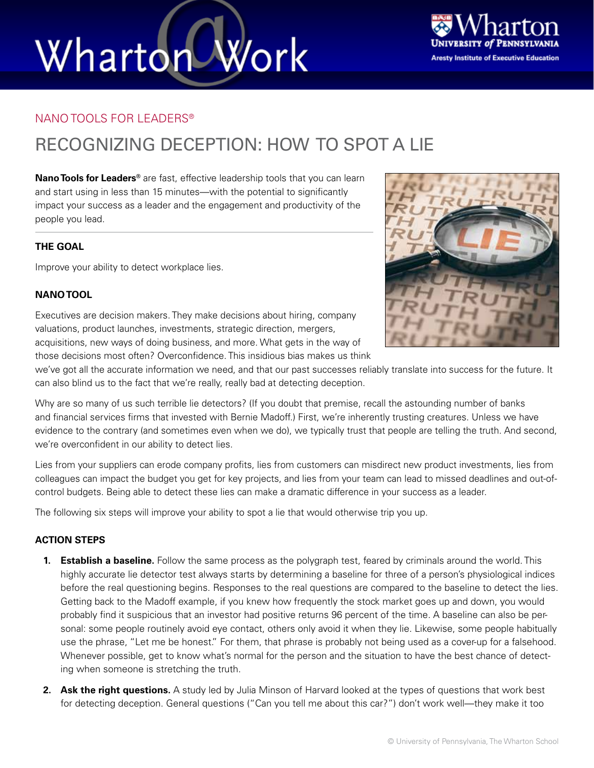NANO TOOLS FOR LEADERS®

# RECOGNIZING DECEPTION: HOW TO SPOT A LIE

**Nano Tools for Leaders®** are fast, effective leadership tools that you can learn and start using in less than 15 minutes—with the potential to significantly impact your success as a leader and the engagement and productivity of the people you lead.

### THE GOAL

Improve your ability to detect workplace lies.

### NANO TOOL

Executives are decision makers. They make decisions about hiring, company valuations, product launches, investments, strategic direction, mergers, acquisitions, new ways of doing business, and more. What gets in the way of those decisions most often? Overconfidence. This insidious bias makes us think we've got all the accurate information we need, and that our past successes reliably translate into success for the future. It can also blind us to the fact that we're really, really bad at detecting deception.

Why are so many of us such terrible lie detectors? (If you doubt that premise, recall the astounding number of banks and financial services firms that invested with Bernie Madoff.) First, we're inherently trusting creatures. Unless we have evidence to the contrary (and sometimes even when we do), we typically trust that people are telling the truth. And second, we're overconfident in our ability to detect lies.

Lies from your suppliers can erode company profits, lies from customers can misdirect new product investments, lies from colleagues can impact the budget you get for key projects, and lies from your team can lead to missed deadlines and out-of-control budgets. Being able to detect these lies can make a dramatic difference in your success as a leader.

The following six steps will improve your ability to spot a lie that would otherwise trip you up.

### ACTION STEPS

1. **Establish a baseline.** Follow the same process as the polygraph test, feared by criminals around the world. This highly accurate lie detector test always starts by determining a baseline for three of a person's physiological indices before the real questioning begins. Responses to the real questions are compared to the baseline to detect the lies. Getting back to the Madoff example, if you knew how frequently the stock market goes up and down, you would probably find it suspicious that an investor had positive returns 96 percent of the time. A baseline can also be personal: some people routinely avoid eye contact, others only avoid it when they lie. Likewise, some people habitually use the phrase, "Let me be honest." For them, that phrase is probably not being used as a cover-up for a falsehood. Whenever possible, get to know what's normal for the person and the situation to have the best chance of detecting when someone is stretching the truth.

2. **Ask the right questions.** A study led by Julia Minson of Harvard looked at the types of questions that work best for detecting deception. General questions ("Can you tell me about this car?") don't work well—they make it too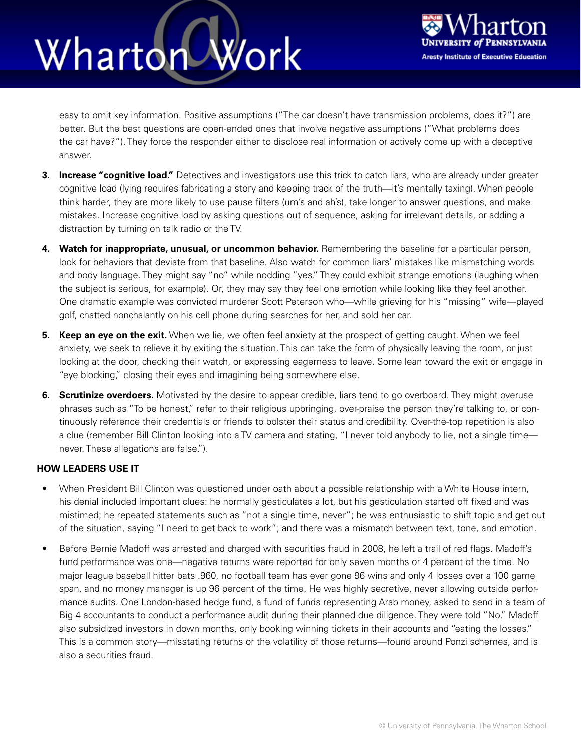easy to omit key information. Positive assumptions ("The car doesn't have transmission problems, does it?") are better. But the best questions are open-ended ones that involve negative assumptions ("What problems does the car have?"). They force the responder either to disclose real information or actively come up with a deceptive answer.

3. **Increase "cognitive load."** Detectives and investigators use this trick to catch liars, who are already under greater cognitive load (lying requires fabricating a story and keeping track of the truth—it's mentally taxing). When people think harder, they are more likely to use pause filters (um's and ah's), take longer to answer questions, and make mistakes. Increase cognitive load by asking questions out of sequence, asking for irrelevant details, or adding a distraction by turning on talk radio or the TV.

4. **Watch for inappropriate, unusual, or uncommon behavior.** Remembering the baseline for a particular person, look for behaviors that deviate from that baseline. Also watch for common liars' mistakes like mismatching words and body language. They might say "no" while nodding "yes." They could exhibit strange emotions (laughing when the subject is serious, for example). Or, they may say they feel one emotion while looking like they feel another. One dramatic example was convicted murderer Scott Peterson who—while grieving for his "missing" wife—played golf, chatted nonchalantly on his cell phone during searches for her, and sold her car.

5. **Keep an eye on the exit.** When we lie, we often feel anxiety at the prospect of getting caught. When we feel anxiety, we seek to relieve it by exiting the situation. This can take the form of physically leaving the room, or just looking at the door, checking their watch, or expressing eagerness to leave. Some lean toward the exit or engage in "eye blocking," closing their eyes and imagining being somewhere else.

6. **Scrutinize overdoers.** Motivated by the desire to appear credible, liars tend to go overboard. They might overuse phrases such as "To be honest," refer to their religious upbringing, over-praise the person they're talking to, or continuously reference their credentials or friends to bolster their status and credibility. Over-the-top repetition is also a clue (remember Bill Clinton looking into a TV camera and stating, "I never told anybody to lie, not a single time—never. These allegations are false.").

**HOW LEADERS USE IT**

- When President Bill Clinton was questioned under oath about a possible relationship with a White House intern, his denial included important clues: he normally gesticulates a lot, but his gesticulation started off fixed and was mistimed; he repeated statements such as "not a single time, never"; he was enthusiastic to shift topic and get out of the situation, saying "I need to get back to work"; and there was a mismatch between text, tone, and emotion.

- Before Bernie Madoff was arrested and charged with securities fraud in 2008, he left a trail of red flags. Madoff's fund performance was one—negative returns were reported for only seven months or 4 percent of the time. No major league baseball hitter bats .960, no football team has ever gone 96 wins and only 4 losses over a 100 game span, and no money manager is up 96 percent of the time. He was highly secretive, never allowing outside performance audits. One London-based hedge fund, a fund of funds representing Arab money, asked to send in a team of Big 4 accountants to conduct a performance audit during their planned due diligence. They were told "No." Madoff also subsidized investors in down months, only booking winning tickets in their accounts and "eating the losses." This is a common story—misstating returns or the volatility of those returns—found around Ponzi schemes, and is also a securities fraud.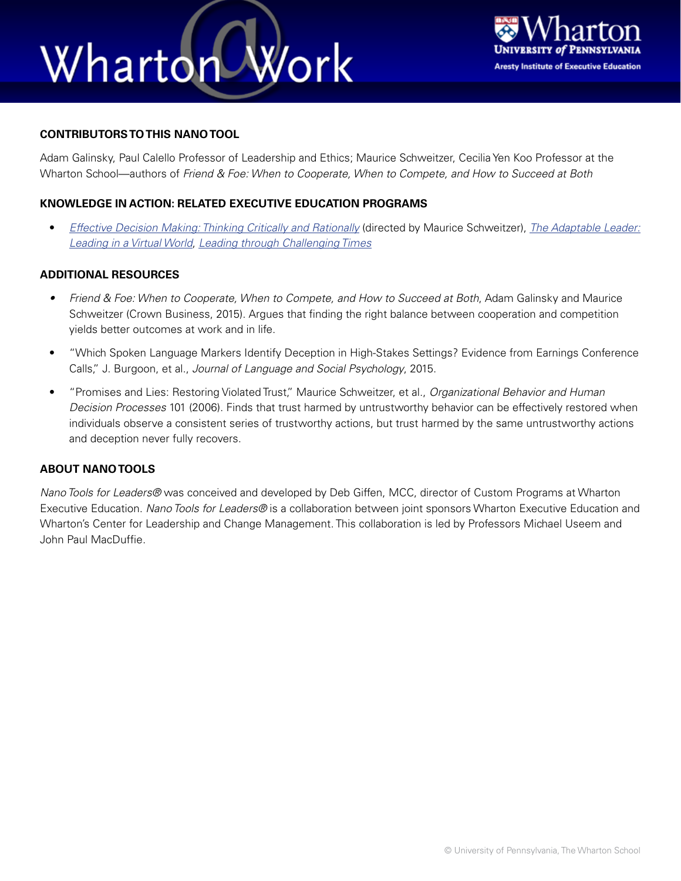## CONTRIBUTORS TO THIS NANO TOOL

Adam Galinsky, Paul Calello Professor of Leadership and Ethics; Maurice Schweitzer, Cecilia Yen Koo Professor at the Wharton School—authors of *Friend & Foe: When to Cooperate, When to Compete, and How to Succeed at Both*

## KNOWLEDGE IN ACTION: RELATED EXECUTIVE EDUCATION PROGRAMS

- *Effective Decision Making: Thinking Critically and Rationally* (directed by Maurice Schweitzer), *The Adaptable Leader: Leading in a Virtual World*, *Leading through Challenging Times*

## ADDITIONAL RESOURCES

- *Friend & Foe: When to Cooperate, When to Compete, and How to Succeed at Both*, Adam Galinsky and Maurice Schweitzer (Crown Business, 2015). Argues that finding the right balance between cooperation and competition yields better outcomes at work and in life.
- "Which Spoken Language Markers Identify Deception in High-Stakes Settings? Evidence from Earnings Conference Calls," J. Burgoon, et al., *Journal of Language and Social Psychology*, 2015.
- "Promises and Lies: Restoring Violated Trust," Maurice Schweitzer, et al., *Organizational Behavior and Human Decision Processes* 101 (2006). Finds that trust harmed by untrustworthy behavior can be effectively restored when individuals observe a consistent series of trustworthy actions, but trust harmed by the same untrustworthy actions and deception never fully recovers.

## ABOUT NANO TOOLS

*Nano Tools for Leaders®* was conceived and developed by Deb Giffen, MCC, director of Custom Programs at Wharton Executive Education. *Nano Tools for Leaders®* is a collaboration between joint sponsors Wharton Executive Education and Wharton's Center for Leadership and Change Management. This collaboration is led by Professors Michael Useem and John Paul MacDuffie.